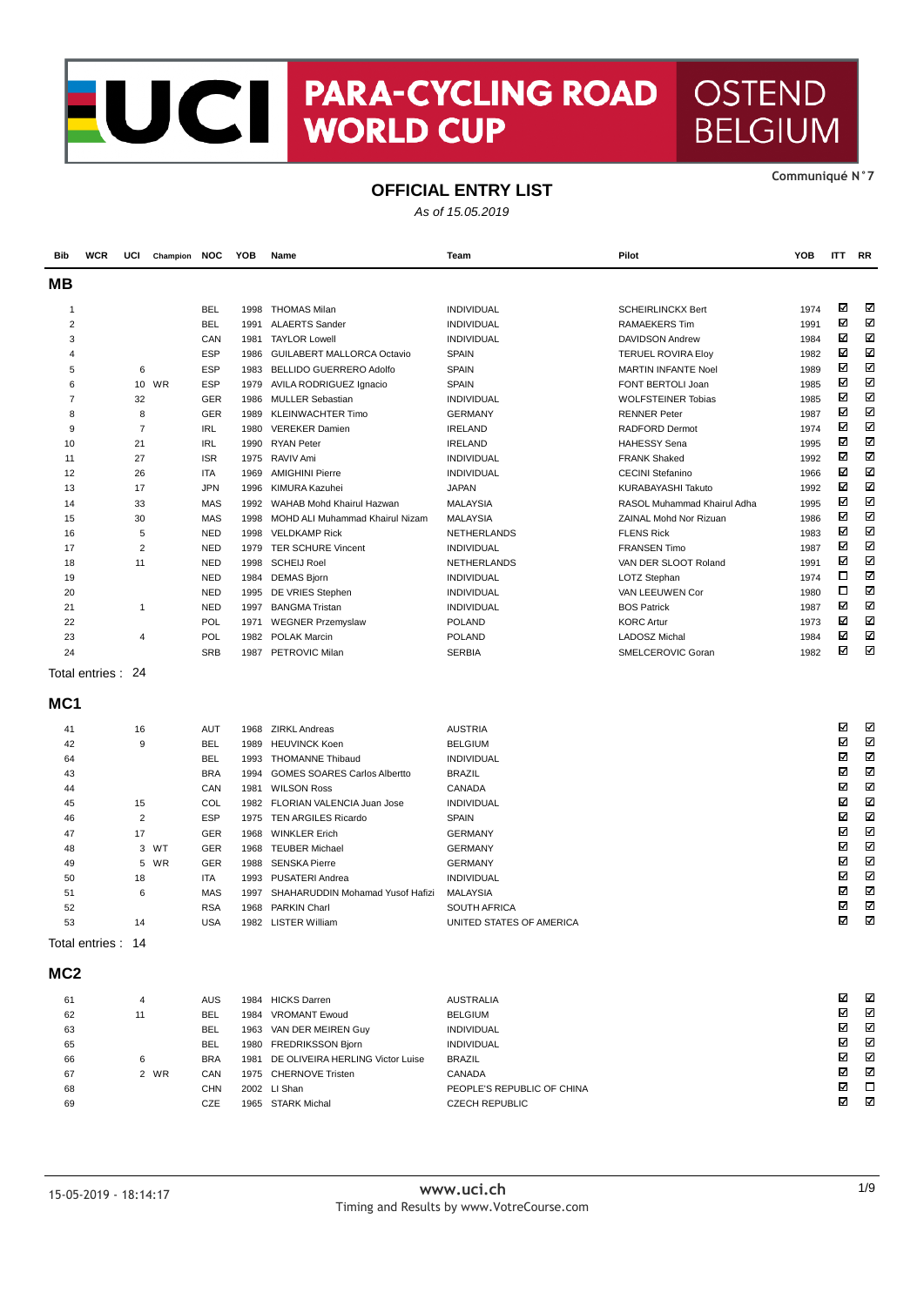# UCI PARA-CYCLING ROAD WORLD CUP OSTEND BELGIUM

Communiqué N°7

## OFFICIAL ENTRY LIST

*As of 15.05.2019*

### MB

| Bib | WCR | UCI | Champion | NOC | YOB | Name | Team | Pilot | YOB | ITT | RR |
|---|---|---|---|---|---|---|---|---|---|---|---|
| 1 | | | | BEL | 1998 | THOMAS Milan | INDIVIDUAL | SCHEIRLINCKX Bert | 1974 | ☑ | ☑ |
| 2 | | | | BEL | 1991 | ALAERTS Sander | INDIVIDUAL | RAMAEKERS Tim | 1991 | ☑ | ☑ |
| 3 | | | | CAN | 1981 | TAYLOR Lowell | INDIVIDUAL | DAVIDSON Andrew | 1984 | ☑ | ☑ |
| 4 | | | | ESP | 1986 | GUILABERT MALLORCA Octavio | SPAIN | TERUEL ROVIRA Eloy | 1982 | ☑ | ☑ |
| 5 | | 6 | | ESP | 1983 | BELLIDO GUERRERO Adolfo | SPAIN | MARTIN INFANTE Noel | 1989 | ☑ | ☑ |
| 6 | | 10 | WR | ESP | 1979 | AVILA RODRIGUEZ Ignacio | SPAIN | FONT BERTOLI Joan | 1985 | ☑ | ☑ |
| 7 | | 32 | | GER | 1986 | MULLER Sebastian | INDIVIDUAL | WOLFSTEINER Tobias | 1985 | ☑ | ☑ |
| 8 | | 8 | | GER | 1989 | KLEINWACHTER Timo | GERMANY | RENNER Peter | 1987 | ☑ | ☑ |
| 9 | | 7 | | IRL | 1980 | VEREKER Damien | IRELAND | RADFORD Dermot | 1974 | ☑ | ☑ |
| 10 | | 21 | | IRL | 1990 | RYAN Peter | IRELAND | HAHESSY Sena | 1995 | ☑ | ☑ |
| 11 | | 27 | | ISR | 1975 | RAVIV Ami | INDIVIDUAL | FRANK Shaked | 1992 | ☑ | ☑ |
| 12 | | 26 | | ITA | 1969 | AMIGHINI Pierre | INDIVIDUAL | CECINI Stefanino | 1966 | ☑ | ☑ |
| 13 | | 17 | | JPN | 1996 | KIMURA Kazuhei | JAPAN | KURABAYASHI Takuto | 1992 | ☑ | ☑ |
| 14 | | 33 | | MAS | 1992 | WAHAB Mohd Khairul Hazwan | MALAYSIA | RASOL Muhammad Khairul Adha | 1995 | ☑ | ☑ |
| 15 | | 30 | | MAS | 1998 | MOHD ALI Muhammad Khairul Nizam | MALAYSIA | ZAINAL Mohd Nor Rizuan | 1986 | ☑ | ☑ |
| 16 | | 5 | | NED | 1998 | VELDKAMP Rick | NETHERLANDS | FLENS Rick | 1983 | ☑ | ☑ |
| 17 | | 2 | | NED | 1979 | TER SCHURE Vincent | INDIVIDUAL | FRANSEN Timo | 1987 | ☑ | ☑ |
| 18 | | 11 | | NED | 1998 | SCHEIJ Roel | NETHERLANDS | VAN DER SLOOT Roland | 1991 | ☑ | ☑ |
| 19 | | | | NED | 1984 | DEMAS Bjorn | INDIVIDUAL | LOTZ Stephan | 1974 | ☐ | ☑ |
| 20 | | | | NED | 1995 | DE VRIES Stephen | INDIVIDUAL | VAN LEEUWEN Cor | 1980 | ☐ | ☑ |
| 21 | | 1 | | NED | 1997 | BANGMA Tristan | INDIVIDUAL | BOS Patrick | 1987 | ☑ | ☑ |
| 22 | | | | POL | 1971 | WEGNER Przemyslaw | POLAND | KORC Artur | 1973 | ☑ | ☑ |
| 23 | | 4 | | POL | 1982 | POLAK Marcin | POLAND | LADOSZ Michal | 1984 | ☑ | ☑ |
| 24 | | | | SRB | 1987 | PETROVIC Milan | SERBIA | SMELCEROVIC Goran | 1982 | ☑ | ☑ |

Total entries : 24

### MC1

| Bib | WCR | UCI | Champion | NOC | YOB | Name | Team | Pilot | YOB | ITT | RR |
|---|---|---|---|---|---|---|---|---|---|---|---|
| 41 | | 16 | | AUT | 1968 | ZIRKL Andreas | AUSTRIA | | | ☑ | ☑ |
| 42 | | 9 | | BEL | 1989 | HEUVINCK Koen | BELGIUM | | | ☑ | ☑ |
| 64 | | | | BEL | 1993 | THOMANNE Thibaud | INDIVIDUAL | | | ☑ | ☑ |
| 43 | | | | BRA | 1994 | GOMES SOARES Carlos Albertto | BRAZIL | | | ☑ | ☑ |
| 44 | | | | CAN | 1981 | WILSON Ross | CANADA | | | ☑ | ☑ |
| 45 | | 15 | | COL | 1982 | FLORIAN VALENCIA Juan Jose | INDIVIDUAL | | | ☑ | ☑ |
| 46 | | 2 | | ESP | 1975 | TEN ARGILES Ricardo | SPAIN | | | ☑ | ☑ |
| 47 | | 17 | | GER | 1968 | WINKLER Erich | GERMANY | | | ☑ | ☑ |
| 48 | | 3 | WT | GER | 1968 | TEUBER Michael | GERMANY | | | ☑ | ☑ |
| 49 | | 5 | WR | GER | 1988 | SENSKA Pierre | GERMANY | | | ☑ | ☑ |
| 50 | | 18 | | ITA | 1993 | PUSATERI Andrea | INDIVIDUAL | | | ☑ | ☑ |
| 51 | | 6 | | MAS | 1997 | SHAHARUDDIN Mohamad Yusof Hafizi | MALAYSIA | | | ☑ | ☑ |
| 52 | | | | RSA | 1968 | PARKIN Charl | SOUTH AFRICA | | | ☑ | ☑ |
| 53 | | 14 | | USA | 1982 | LISTER William | UNITED STATES OF AMERICA | | | ☑ | ☑ |

Total entries : 14

### MC2

| Bib | WCR | UCI | Champion | NOC | YOB | Name | Team | Pilot | YOB | ITT | RR |
|---|---|---|---|---|---|---|---|---|---|---|---|
| 61 | | 4 | | AUS | 1984 | HICKS Darren | AUSTRALIA | | | ☑ | ☑ |
| 62 | | 11 | | BEL | 1984 | VROMANT Ewoud | BELGIUM | | | ☑ | ☑ |
| 63 | | | | BEL | 1963 | VAN DER MEIREN Guy | INDIVIDUAL | | | ☑ | ☑ |
| 65 | | | | BEL | 1980 | FREDRIKSSON Bjorn | INDIVIDUAL | | | ☑ | ☑ |
| 66 | | 6 | | BRA | 1981 | DE OLIVEIRA HERLING Victor Luise | BRAZIL | | | ☑ | ☑ |
| 67 | | 2 | WR | CAN | 1975 | CHERNOVE Tristen | CANADA | | | ☑ | ☑ |
| 68 | | | | CHN | 2002 | LI Shan | PEOPLE'S REPUBLIC OF CHINA | | | ☑ | ☐ |
| 69 | | | | CZE | 1965 | STARK Michal | CZECH REPUBLIC | | | ☑ | ☑ |

15-05-2019 - 18:14:17 www.uci.ch Timing and Results by www.VotreCourse.com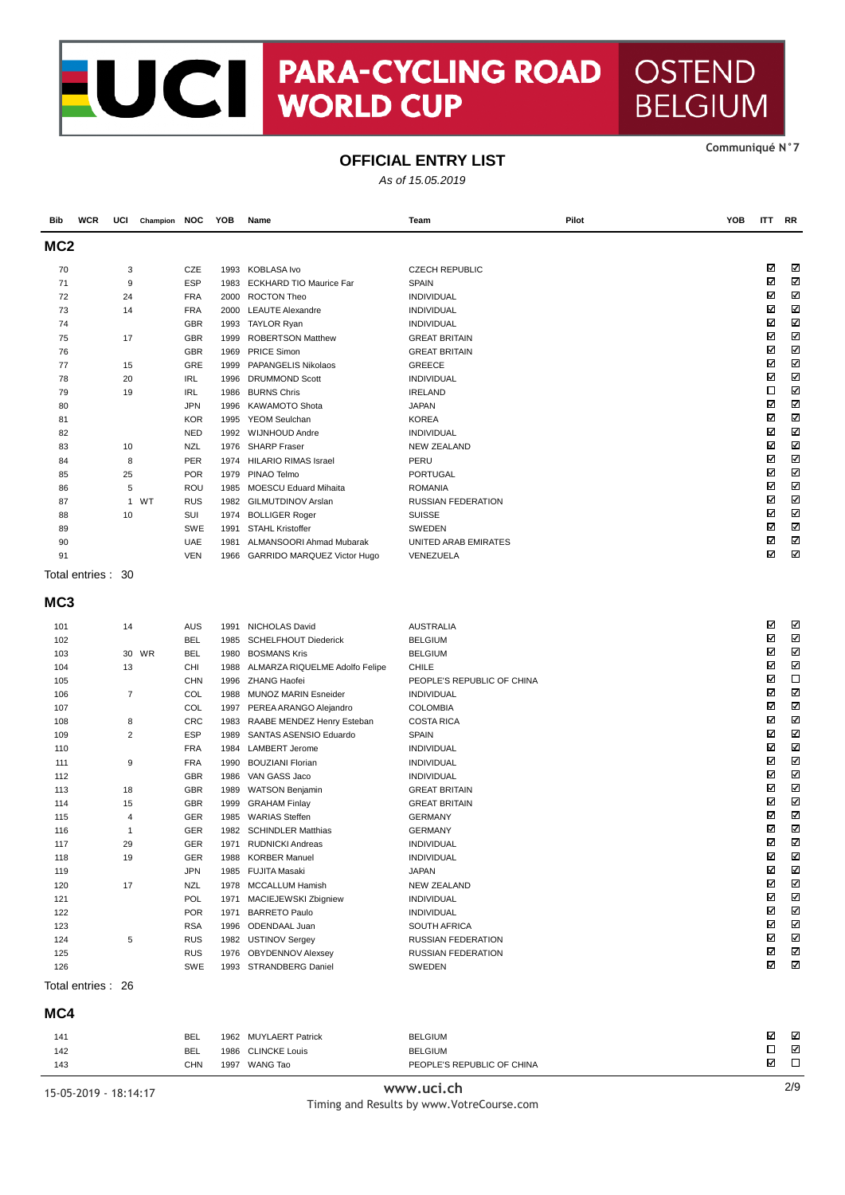**PARA-CYCLING ROAD WORLD CUP**

**OSTEND BELGIUM**

Communiqué N°7

## OFFICIAL ENTRY LIST

*As of 15.05.2019*

### MC2

| Bib | WCR | UCI | Champion | NOC | YOB | Name | Team | Pilot | YOB | ITT | RR |
|---|---|---|---|---|---|---|---|---|---|---|---|
| 70 | | 3 | | CZE | 1993 | KOBLASA Ivo | CZECH REPUBLIC | | | ☑ | ☑ |
| 71 | | 9 | | ESP | 1983 | ECKHARD TIO Maurice Far | SPAIN | | | ☑ | ☑ |
| 72 | | 24 | | FRA | 2000 | ROCTON Theo | INDIVIDUAL | | | ☑ | ☑ |
| 73 | | 14 | | FRA | 2000 | LEAUTE Alexandre | INDIVIDUAL | | | ☑ | ☑ |
| 74 | | | | GBR | 1993 | TAYLOR Ryan | INDIVIDUAL | | | ☑ | ☑ |
| 75 | | 17 | | GBR | 1999 | ROBERTSON Matthew | GREAT BRITAIN | | | ☑ | ☑ |
| 76 | | | | GBR | 1969 | PRICE Simon | GREAT BRITAIN | | | ☑ | ☑ |
| 77 | | 15 | | GRE | 1999 | PAPANGELIS Nikolaos | GREECE | | | ☑ | ☑ |
| 78 | | 20 | | IRL | 1996 | DRUMMOND Scott | INDIVIDUAL | | | ☑ | ☑ |
| 79 | | 19 | | IRL | 1986 | BURNS Chris | IRELAND | | | ☐ | ☑ |
| 80 | | | | JPN | 1996 | KAWAMOTO Shota | JAPAN | | | ☑ | ☑ |
| 81 | | | | KOR | 1995 | YEOM Seulchan | KOREA | | | ☑ | ☑ |
| 82 | | | | NED | 1992 | WIJNHOUD Andre | INDIVIDUAL | | | ☑ | ☑ |
| 83 | | 10 | | NZL | 1976 | SHARP Fraser | NEW ZEALAND | | | ☑ | ☑ |
| 84 | | 8 | | PER | 1974 | HILARIO RIMAS Israel | PERU | | | ☑ | ☑ |
| 85 | | 25 | | POR | 1979 | PINAO Telmo | PORTUGAL | | | ☑ | ☑ |
| 86 | | 5 | | ROU | 1985 | MOESCU Eduard Mihaita | ROMANIA | | | ☑ | ☑ |
| 87 | | 1 | WT | RUS | 1982 | GILMUTDINOV Arslan | RUSSIAN FEDERATION | | | ☑ | ☑ |
| 88 | | 10 | | SUI | 1974 | BOLLIGER Roger | SUISSE | | | ☑ | ☑ |
| 89 | | | | SWE | 1991 | STAHL Kristoffer | SWEDEN | | | ☑ | ☑ |
| 90 | | | | UAE | 1981 | ALMANSOORI Ahmad Mubarak | UNITED ARAB EMIRATES | | | ☑ | ☑ |
| 91 | | | | VEN | 1966 | GARRIDO MARQUEZ Victor Hugo | VENEZUELA | | | ☑ | ☑ |

Total entries : 30

### MC3

| Bib | WCR | UCI | Champion | NOC | YOB | Name | Team | Pilot | YOB | ITT | RR |
|---|---|---|---|---|---|---|---|---|---|---|---|
| 101 | | 14 | | AUS | 1991 | NICHOLAS David | AUSTRALIA | | | ☑ | ☑ |
| 102 | | | | BEL | 1985 | SCHELFHOUT Diederick | BELGIUM | | | ☑ | ☑ |
| 103 | | 30 | WR | BEL | 1980 | BOSMANS Kris | BELGIUM | | | ☑ | ☑ |
| 104 | | 13 | | CHI | 1988 | ALMARZA RIQUELME Adolfo Felipe | CHILE | | | ☑ | ☑ |
| 105 | | | | CHN | 1996 | ZHANG Haofei | PEOPLE'S REPUBLIC OF CHINA | | | ☑ | ☐ |
| 106 | | 7 | | COL | 1988 | MUNOZ MARIN Esneider | INDIVIDUAL | | | ☑ | ☑ |
| 107 | | | | COL | 1997 | PEREA ARANGO Alejandro | COLOMBIA | | | ☑ | ☑ |
| 108 | | 8 | | CRC | 1983 | RAABE MENDEZ Henry Esteban | COSTA RICA | | | ☑ | ☑ |
| 109 | | 2 | | ESP | 1989 | SANTAS ASENSIO Eduardo | SPAIN | | | ☑ | ☑ |
| 110 | | | | FRA | 1984 | LAMBERT Jerome | INDIVIDUAL | | | ☑ | ☑ |
| 111 | | 9 | | FRA | 1990 | BOUZIANI Florian | INDIVIDUAL | | | ☑ | ☑ |
| 112 | | | | GBR | 1986 | VAN GASS Jaco | INDIVIDUAL | | | ☑ | ☑ |
| 113 | | 18 | | GBR | 1989 | WATSON Benjamin | GREAT BRITAIN | | | ☑ | ☑ |
| 114 | | 15 | | GBR | 1999 | GRAHAM Finlay | GREAT BRITAIN | | | ☑ | ☑ |
| 115 | | 4 | | GER | 1985 | WARIAS Steffen | GERMANY | | | ☑ | ☑ |
| 116 | | 1 | | GER | 1982 | SCHINDLER Matthias | GERMANY | | | ☑ | ☑ |
| 117 | | 29 | | GER | 1971 | RUDNICKI Andreas | INDIVIDUAL | | | ☑ | ☑ |
| 118 | | 19 | | GER | 1988 | KORBER Manuel | INDIVIDUAL | | | ☑ | ☑ |
| 119 | | | | JPN | 1985 | FUJITA Masaki | JAPAN | | | ☑ | ☑ |
| 120 | | 17 | | NZL | 1978 | MCCALLUM Hamish | NEW ZEALAND | | | ☑ | ☑ |
| 121 | | | | POL | 1971 | MACIEJEWSKI Zbigniew | INDIVIDUAL | | | ☑ | ☑ |
| 122 | | | | POR | 1971 | BARRETO Paulo | INDIVIDUAL | | | ☑ | ☑ |
| 123 | | | | RSA | 1996 | ODENDAAL Juan | SOUTH AFRICA | | | ☑ | ☑ |
| 124 | | 5 | | RUS | 1982 | USTINOV Sergey | RUSSIAN FEDERATION | | | ☑ | ☑ |
| 125 | | | | RUS | 1976 | OBYDENNOV Alexsey | RUSSIAN FEDERATION | | | ☑ | ☑ |
| 126 | | | | SWE | 1993 | STRANDBERG Daniel | SWEDEN | | | ☑ | ☑ |

Total entries : 26

### MC4

| Bib | WCR | UCI | Champion | NOC | YOB | Name | Team | Pilot | YOB | ITT | RR |
|---|---|---|---|---|---|---|---|---|---|---|---|
| 141 | | | | BEL | 1962 | MUYLAERT Patrick | BELGIUM | | | ☑ | ☑ |
| 142 | | | | BEL | 1986 | CLINCKE Louis | BELGIUM | | | ☐ | ☑ |
| 143 | | | | CHN | 1997 | WANG Tao | PEOPLE'S REPUBLIC OF CHINA | | | ☑ | ☐ |

15-05-2019 - 18:14:17

www.uci.ch

Timing and Results by www.VotreCourse.com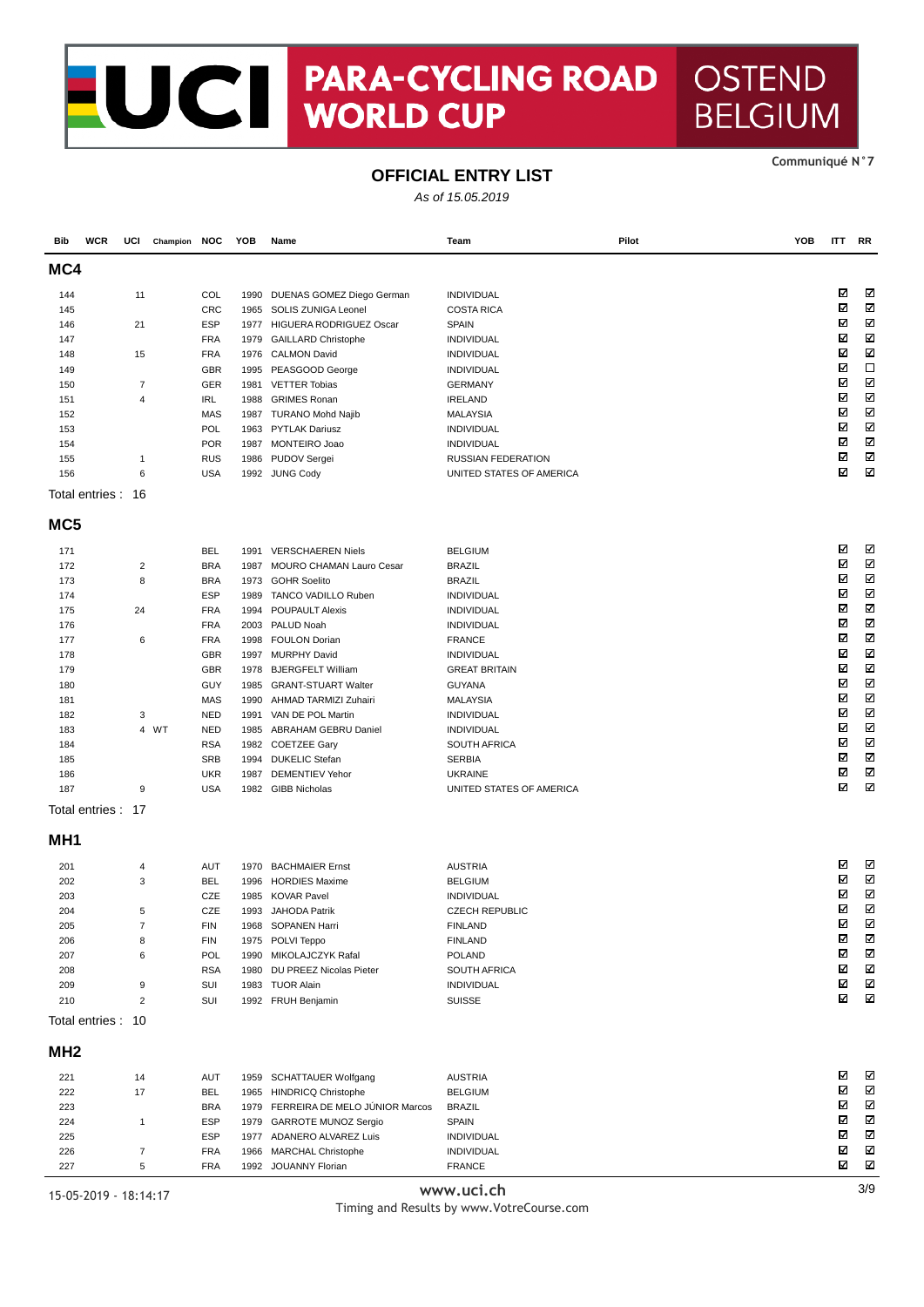# UCI PARA-CYCLING ROAD WORLD CUP — OSTEND BELGIUM

Communiqué N°7

## OFFICIAL ENTRY LIST

*As of 15.05.2019*

### MC4

| Bib | WCR | UCI | Champion | NOC | YOB | Name | Team | Pilot | YOB | ITT | RR |
|---|---|---|---|---|---|---|---|---|---|---|---|
| 144 | | 11 | | COL | 1990 | DUENAS GOMEZ Diego German | INDIVIDUAL | | | ☑ | ☑ |
| 145 | | | | CRC | 1965 | SOLIS ZUNIGA Leonel | COSTA RICA | | | ☑ | ☑ |
| 146 | | 21 | | ESP | 1977 | HIGUERA RODRIGUEZ Oscar | SPAIN | | | ☑ | ☑ |
| 147 | | | | FRA | 1979 | GAILLARD Christophe | INDIVIDUAL | | | ☑ | ☑ |
| 148 | | 15 | | FRA | 1976 | CALMON David | INDIVIDUAL | | | ☑ | ☑ |
| 149 | | | | GBR | 1995 | PEASGOOD George | INDIVIDUAL | | | ☑ | ☐ |
| 150 | | 7 | | GER | 1981 | VETTER Tobias | GERMANY | | | ☑ | ☑ |
| 151 | | 4 | | IRL | 1988 | GRIMES Ronan | IRELAND | | | ☑ | ☑ |
| 152 | | | | MAS | 1987 | TURANO Mohd Najib | MALAYSIA | | | ☑ | ☑ |
| 153 | | | | POL | 1963 | PYTLAK Dariusz | INDIVIDUAL | | | ☑ | ☑ |
| 154 | | | | POR | 1987 | MONTEIRO Joao | INDIVIDUAL | | | ☑ | ☑ |
| 155 | | 1 | | RUS | 1986 | PUDOV Sergei | RUSSIAN FEDERATION | | | ☑ | ☑ |
| 156 | | 6 | | USA | 1992 | JUNG Cody | UNITED STATES OF AMERICA | | | ☑ | ☑ |

Total entries : 16

### MC5

| Bib | WCR | UCI | Champion | NOC | YOB | Name | Team | Pilot | YOB | ITT | RR |
|---|---|---|---|---|---|---|---|---|---|---|---|
| 171 | | | | BEL | 1991 | VERSCHAEREN Niels | BELGIUM | | | ☑ | ☑ |
| 172 | | 2 | | BRA | 1987 | MOURO CHAMAN Lauro Cesar | BRAZIL | | | ☑ | ☑ |
| 173 | | 8 | | BRA | 1973 | GOHR Soelito | BRAZIL | | | ☑ | ☑ |
| 174 | | | | ESP | 1989 | TANCO VADILLO Ruben | INDIVIDUAL | | | ☑ | ☑ |
| 175 | | 24 | | FRA | 1994 | POUPAULT Alexis | INDIVIDUAL | | | ☑ | ☑ |
| 176 | | | | FRA | 2003 | PALUD Noah | INDIVIDUAL | | | ☑ | ☑ |
| 177 | | 6 | | FRA | 1998 | FOULON Dorian | FRANCE | | | ☑ | ☑ |
| 178 | | | | GBR | 1997 | MURPHY David | INDIVIDUAL | | | ☑ | ☑ |
| 179 | | | | GBR | 1978 | BJERGFELT William | GREAT BRITAIN | | | ☑ | ☑ |
| 180 | | | | GUY | 1985 | GRANT-STUART Walter | GUYANA | | | ☑ | ☑ |
| 181 | | | | MAS | 1990 | AHMAD TARMIZI Zuhairi | MALAYSIA | | | ☑ | ☑ |
| 182 | | 3 | | NED | 1991 | VAN DE POL Martin | INDIVIDUAL | | | ☑ | ☑ |
| 183 | | 4 | WT | NED | 1985 | ABRAHAM GEBRU Daniel | INDIVIDUAL | | | ☑ | ☑ |
| 184 | | | | RSA | 1982 | COETZEE Gary | SOUTH AFRICA | | | ☑ | ☑ |
| 185 | | | | SRB | 1994 | DUKELIC Stefan | SERBIA | | | ☑ | ☑ |
| 186 | | | | UKR | 1987 | DEMENTIEV Yehor | UKRAINE | | | ☑ | ☑ |
| 187 | | 9 | | USA | 1982 | GIBB Nicholas | UNITED STATES OF AMERICA | | | ☑ | ☑ |

Total entries : 17

### MH1

| Bib | WCR | UCI | Champion | NOC | YOB | Name | Team | Pilot | YOB | ITT | RR |
|---|---|---|---|---|---|---|---|---|---|---|---|
| 201 | | 4 | | AUT | 1970 | BACHMAIER Ernst | AUSTRIA | | | ☑ | ☑ |
| 202 | | 3 | | BEL | 1996 | HORDIES Maxime | BELGIUM | | | ☑ | ☑ |
| 203 | | | | CZE | 1985 | KOVAR Pavel | INDIVIDUAL | | | ☑ | ☑ |
| 204 | | 5 | | CZE | 1993 | JAHODA Patrik | CZECH REPUBLIC | | | ☑ | ☑ |
| 205 | | 7 | | FIN | 1968 | SOPANEN Harri | FINLAND | | | ☑ | ☑ |
| 206 | | 8 | | FIN | 1975 | POLVI Teppo | FINLAND | | | ☑ | ☑ |
| 207 | | 6 | | POL | 1990 | MIKOLAJCZYK Rafal | POLAND | | | ☑ | ☑ |
| 208 | | | | RSA | 1980 | DU PREEZ Nicolas Pieter | SOUTH AFRICA | | | ☑ | ☑ |
| 209 | | 9 | | SUI | 1983 | TUOR Alain | INDIVIDUAL | | | ☑ | ☑ |
| 210 | | 2 | | SUI | 1992 | FRUH Benjamin | SUISSE | | | ☑ | ☑ |

Total entries : 10

### MH2

| Bib | WCR | UCI | Champion | NOC | YOB | Name | Team | Pilot | YOB | ITT | RR |
|---|---|---|---|---|---|---|---|---|---|---|---|
| 221 | | 14 | | AUT | 1959 | SCHATTAUER Wolfgang | AUSTRIA | | | ☑ | ☑ |
| 222 | | 17 | | BEL | 1965 | HINDRICQ Christophe | BELGIUM | | | ☑ | ☑ |
| 223 | | | | BRA | 1979 | FERREIRA DE MELO JÚNIOR Marcos | BRAZIL | | | ☑ | ☑ |
| 224 | | 1 | | ESP | 1979 | GARROTE MUNOZ Sergio | SPAIN | | | ☑ | ☑ |
| 225 | | | | ESP | 1977 | ADANERO ALVAREZ Luis | INDIVIDUAL | | | ☑ | ☑ |
| 226 | | 7 | | FRA | 1966 | MARCHAL Christophe | INDIVIDUAL | | | ☑ | ☑ |
| 227 | | 5 | | FRA | 1992 | JOUANNY Florian | FRANCE | | | ☑ | ☑ |

15-05-2019 - 18:14:17

www.uci.ch

Timing and Results by www.VotreCourse.com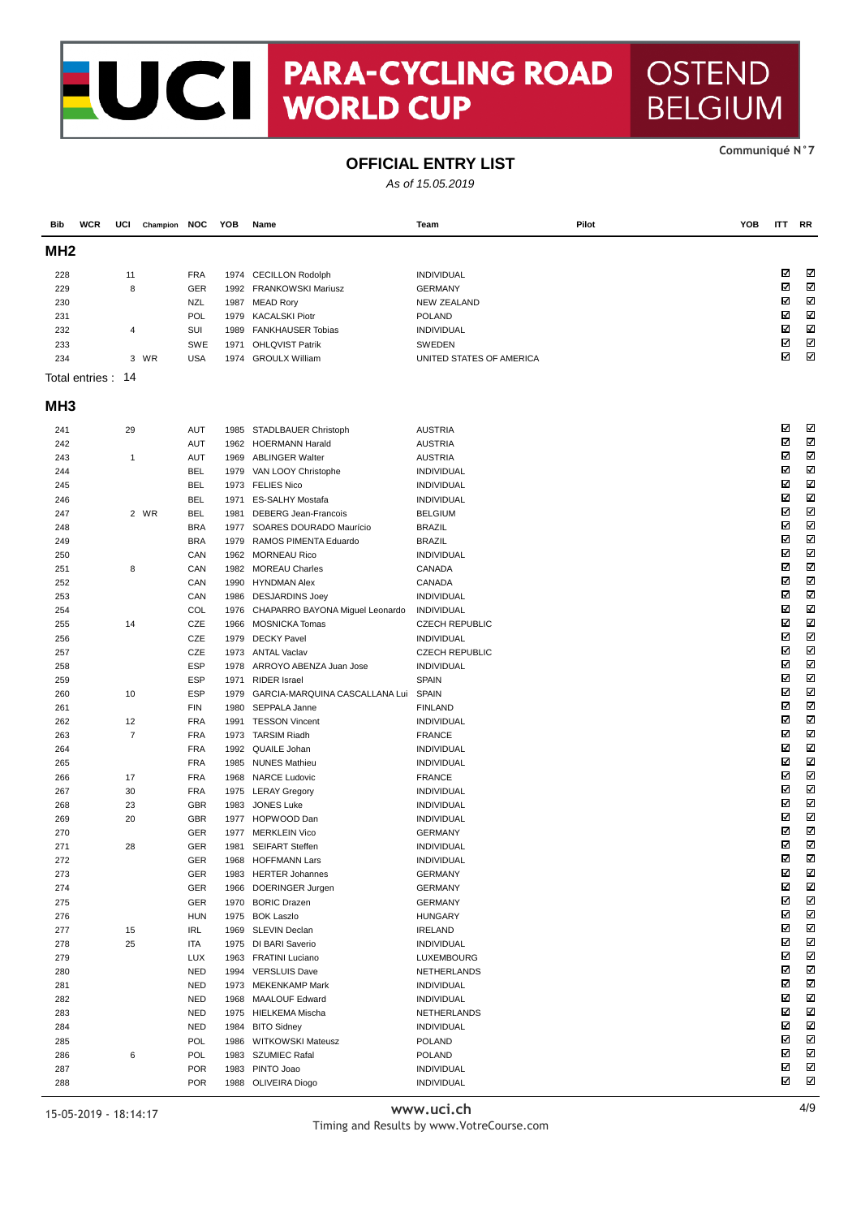# UCI PARA-CYCLING ROAD WORLD CUP — OSTEND BELGIUM

Communiqué N°7

## OFFICIAL ENTRY LIST

*As of 15.05.2019*

| Bib | WCR | UCI | Champion | NOC | YOB | Name | Team | Pilot | YOB | ITT | RR |
|---|---|---|---|---|---|---|---|---|---|---|---|
| **MH2** | | | | | | | | | | | |
| 228 | | 11 | | FRA | 1974 | CECILLON Rodolph | INDIVIDUAL | | | ☑ | ☑ |
| 229 | | 8 | | GER | 1992 | FRANKOWSKI Mariusz | GERMANY | | | ☑ | ☑ |
| 230 | | | | NZL | 1987 | MEAD Rory | NEW ZEALAND | | | ☑ | ☑ |
| 231 | | | | POL | 1979 | KACALSKI Piotr | POLAND | | | ☑ | ☑ |
| 232 | | 4 | | SUI | 1989 | FANKHAUSER Tobias | INDIVIDUAL | | | ☑ | ☑ |
| 233 | | | | SWE | 1971 | OHLQVIST Patrik | SWEDEN | | | ☑ | ☑ |
| 234 | | 3 | WR | USA | 1974 | GROULX William | UNITED STATES OF AMERICA | | | ☑ | ☑ |

Total entries : 14

| Bib | WCR | UCI | Champion | NOC | YOB | Name | Team | Pilot | YOB | ITT | RR |
|---|---|---|---|---|---|---|---|---|---|---|---|
| **MH3** | | | | | | | | | | | |
| 241 | | 29 | | AUT | 1985 | STADLBAUER Christoph | AUSTRIA | | | ☑ | ☑ |
| 242 | | | | AUT | 1962 | HOERMANN Harald | AUSTRIA | | | ☑ | ☑ |
| 243 | | 1 | | AUT | 1969 | ABLINGER Walter | AUSTRIA | | | ☑ | ☑ |
| 244 | | | | BEL | 1979 | VAN LOOY Christophe | INDIVIDUAL | | | ☑ | ☑ |
| 245 | | | | BEL | 1973 | FELIES Nico | INDIVIDUAL | | | ☑ | ☑ |
| 246 | | | | BEL | 1971 | ES-SALHY Mostafa | INDIVIDUAL | | | ☑ | ☑ |
| 247 | | 2 | WR | BEL | 1981 | DEBERG Jean-Francois | BELGIUM | | | ☑ | ☑ |
| 248 | | | | BRA | 1977 | SOARES DOURADO Maurício | BRAZIL | | | ☑ | ☑ |
| 249 | | | | BRA | 1979 | RAMOS PIMENTA Eduardo | BRAZIL | | | ☑ | ☑ |
| 250 | | | | CAN | 1962 | MORNEAU Rico | INDIVIDUAL | | | ☑ | ☑ |
| 251 | | 8 | | CAN | 1982 | MOREAU Charles | CANADA | | | ☑ | ☑ |
| 252 | | | | CAN | 1990 | HYNDMAN Alex | CANADA | | | ☑ | ☑ |
| 253 | | | | CAN | 1986 | DESJARDINS Joey | INDIVIDUAL | | | ☑ | ☑ |
| 254 | | | | COL | 1976 | CHAPARRO BAYONA Miguel Leonardo | INDIVIDUAL | | | ☑ | ☑ |
| 255 | | 14 | | CZE | 1966 | MOSNICKA Tomas | CZECH REPUBLIC | | | ☑ | ☑ |
| 256 | | | | CZE | 1979 | DECKY Pavel | INDIVIDUAL | | | ☑ | ☑ |
| 257 | | | | CZE | 1973 | ANTAL Vaclav | CZECH REPUBLIC | | | ☑ | ☑ |
| 258 | | | | ESP | 1978 | ARROYO ABENZA Juan Jose | INDIVIDUAL | | | ☑ | ☑ |
| 259 | | | | ESP | 1971 | RIDER Israel | SPAIN | | | ☑ | ☑ |
| 260 | | 10 | | ESP | 1979 | GARCIA-MARQUINA CASCALLANA Lui | SPAIN | | | ☑ | ☑ |
| 261 | | | | FIN | 1980 | SEPPALA Janne | FINLAND | | | ☑ | ☑ |
| 262 | | 12 | | FRA | 1991 | TESSON Vincent | INDIVIDUAL | | | ☑ | ☑ |
| 263 | | 7 | | FRA | 1973 | TARSIM Riadh | FRANCE | | | ☑ | ☑ |
| 264 | | | | FRA | 1992 | QUAILE Johan | INDIVIDUAL | | | ☑ | ☑ |
| 265 | | | | FRA | 1985 | NUNES Mathieu | INDIVIDUAL | | | ☑ | ☑ |
| 266 | | 17 | | FRA | 1968 | NARCE Ludovic | FRANCE | | | ☑ | ☑ |
| 267 | | 30 | | FRA | 1975 | LERAY Gregory | INDIVIDUAL | | | ☑ | ☑ |
| 268 | | 23 | | GBR | 1983 | JONES Luke | INDIVIDUAL | | | ☑ | ☑ |
| 269 | | 20 | | GBR | 1977 | HOPWOOD Dan | INDIVIDUAL | | | ☑ | ☑ |
| 270 | | | | GER | 1977 | MERKLEIN Vico | GERMANY | | | ☑ | ☑ |
| 271 | | 28 | | GER | 1981 | SEIFART Steffen | INDIVIDUAL | | | ☑ | ☑ |
| 272 | | | | GER | 1968 | HOFFMANN Lars | INDIVIDUAL | | | ☑ | ☑ |
| 273 | | | | GER | 1983 | HERTER Johannes | GERMANY | | | ☑ | ☑ |
| 274 | | | | GER | 1966 | DOERINGER Jurgen | GERMANY | | | ☑ | ☑ |
| 275 | | | | GER | 1970 | BORIC Drazen | GERMANY | | | ☑ | ☑ |
| 276 | | | | HUN | 1975 | BOK Laszlo | HUNGARY | | | ☑ | ☑ |
| 277 | | 15 | | IRL | 1969 | SLEVIN Declan | IRELAND | | | ☑ | ☑ |
| 278 | | 25 | | ITA | 1975 | DI BARI Saverio | INDIVIDUAL | | | ☑ | ☑ |
| 279 | | | | LUX | 1963 | FRATINI Luciano | LUXEMBOURG | | | ☑ | ☑ |
| 280 | | | | NED | 1994 | VERSLUIS Dave | NETHERLANDS | | | ☑ | ☑ |
| 281 | | | | NED | 1973 | MEKENKAMP Mark | INDIVIDUAL | | | ☑ | ☑ |
| 282 | | | | NED | 1968 | MAALOUF Edward | INDIVIDUAL | | | ☑ | ☑ |
| 283 | | | | NED | 1975 | HIELKEMA Mischa | NETHERLANDS | | | ☑ | ☑ |
| 284 | | | | NED | 1984 | BITO Sidney | INDIVIDUAL | | | ☑ | ☑ |
| 285 | | | | POL | 1986 | WITKOWSKI Mateusz | POLAND | | | ☑ | ☑ |
| 286 | | 6 | | POL | 1983 | SZUMIEC Rafal | POLAND | | | ☑ | ☑ |
| 287 | | | | POR | 1983 | PINTO Joao | INDIVIDUAL | | | ☑ | ☑ |
| 288 | | | | POR | 1988 | OLIVEIRA Diogo | INDIVIDUAL | | | ☑ | ☑ |

15-05-2019 - 18:14:17

www.uci.ch
Timing and Results by www.VotreCourse.com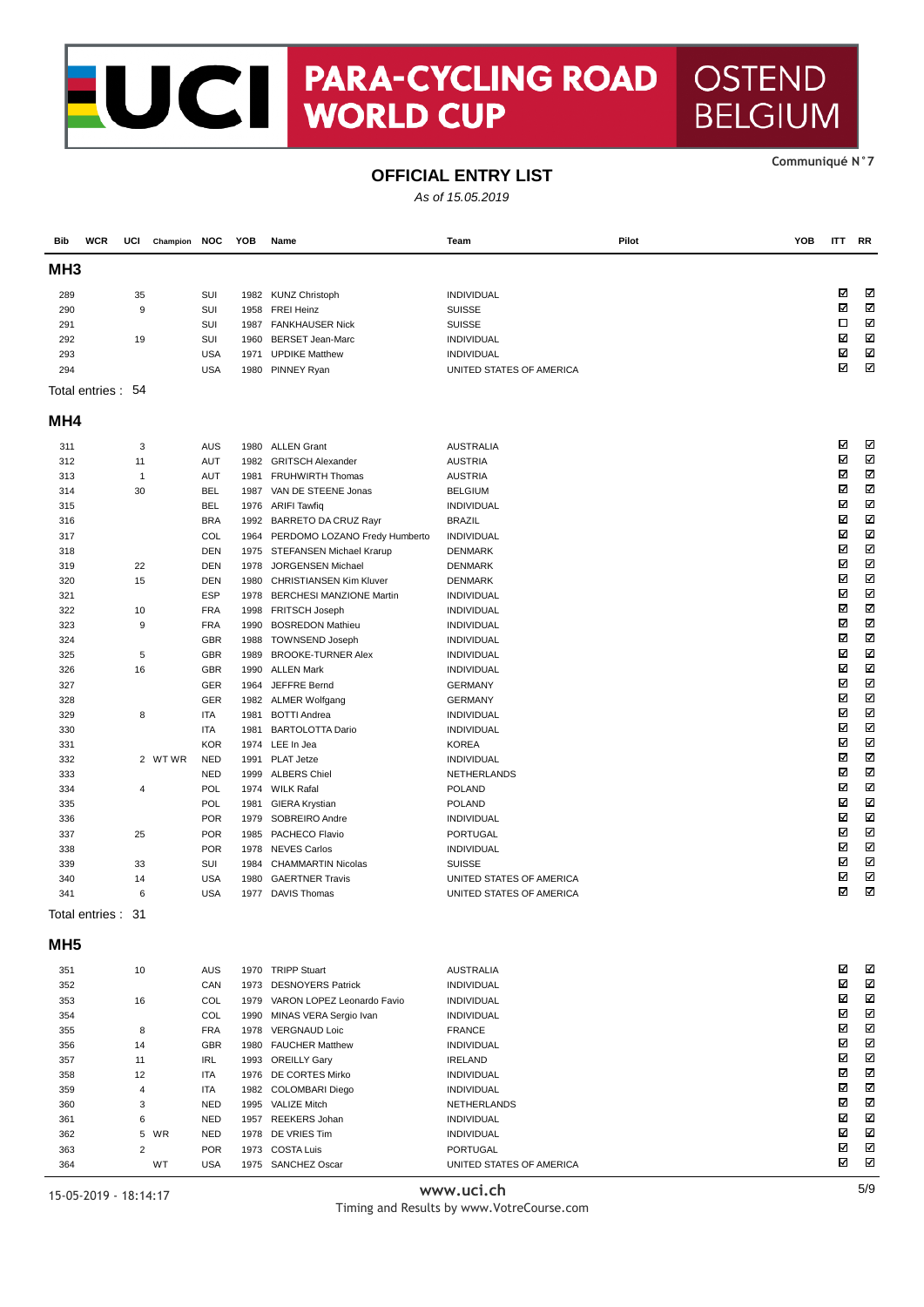# UCI PARA-CYCLING ROAD WORLD CUP OSTEND BELGIUM

Communiqué N°7

## OFFICIAL ENTRY LIST

*As of 15.05.2019*

| Bib | WCR | UCI | Champion | NOC | YOB | Name | Team | Pilot | YOB | ITT | RR |
|---|---|---|---|---|---|---|---|---|---|---|---|
| **MH3** | | | | | | | | | | | |
| 289 | | 35 | | SUI | 1982 | KUNZ Christoph | INDIVIDUAL | | | ☑ | ☑ |
| 290 | | 9 | | SUI | 1958 | FREI Heinz | SUISSE | | | ☑ | ☑ |
| 291 | | | | SUI | 1987 | FANKHAUSER Nick | SUISSE | | | ☐ | ☑ |
| 292 | | 19 | | SUI | 1960 | BERSET Jean-Marc | INDIVIDUAL | | | ☑ | ☑ |
| 293 | | | | USA | 1971 | UPDIKE Matthew | INDIVIDUAL | | | ☑ | ☑ |
| 294 | | | | USA | 1980 | PINNEY Ryan | UNITED STATES OF AMERICA | | | ☑ | ☑ |

Total entries : 54

| Bib | WCR | UCI | Champion | NOC | YOB | Name | Team | Pilot | YOB | ITT | RR |
|---|---|---|---|---|---|---|---|---|---|---|---|
| **MH4** | | | | | | | | | | | |
| 311 | | 3 | | AUS | 1980 | ALLEN Grant | AUSTRALIA | | | ☑ | ☑ |
| 312 | | 11 | | AUT | 1982 | GRITSCH Alexander | AUSTRIA | | | ☑ | ☑ |
| 313 | | 1 | | AUT | 1981 | FRUHWIRTH Thomas | AUSTRIA | | | ☑ | ☑ |
| 314 | | 30 | | BEL | 1987 | VAN DE STEENE Jonas | BELGIUM | | | ☑ | ☑ |
| 315 | | | | BEL | 1976 | ARIFI Tawfiq | INDIVIDUAL | | | ☑ | ☑ |
| 316 | | | | BRA | 1992 | BARRETO DA CRUZ Rayr | BRAZIL | | | ☑ | ☑ |
| 317 | | | | COL | 1964 | PERDOMO LOZANO Fredy Humberto | INDIVIDUAL | | | ☑ | ☑ |
| 318 | | | | DEN | 1975 | STEFANSEN Michael Krarup | DENMARK | | | ☑ | ☑ |
| 319 | | 22 | | DEN | 1978 | JORGENSEN Michael | DENMARK | | | ☑ | ☑ |
| 320 | | 15 | | DEN | 1980 | CHRISTIANSEN Kim Kluver | DENMARK | | | ☑ | ☑ |
| 321 | | | | ESP | 1978 | BERCHESI MANZIONE Martin | INDIVIDUAL | | | ☑ | ☑ |
| 322 | | 10 | | FRA | 1998 | FRITSCH Joseph | INDIVIDUAL | | | ☑ | ☑ |
| 323 | | 9 | | FRA | 1990 | BOSREDON Mathieu | INDIVIDUAL | | | ☑ | ☑ |
| 324 | | | | GBR | 1988 | TOWNSEND Joseph | INDIVIDUAL | | | ☑ | ☑ |
| 325 | | 5 | | GBR | 1989 | BROOKE-TURNER Alex | INDIVIDUAL | | | ☑ | ☑ |
| 326 | | 16 | | GBR | 1990 | ALLEN Mark | INDIVIDUAL | | | ☑ | ☑ |
| 327 | | | | GER | 1964 | JEFFRE Bernd | GERMANY | | | ☑ | ☑ |
| 328 | | | | GER | 1982 | ALMER Wolfgang | GERMANY | | | ☑ | ☑ |
| 329 | | 8 | | ITA | 1981 | BOTTI Andrea | INDIVIDUAL | | | ☑ | ☑ |
| 330 | | | | ITA | 1981 | BARTOLOTTA Dario | INDIVIDUAL | | | ☑ | ☑ |
| 331 | | | | KOR | 1974 | LEE In Jea | KOREA | | | ☑ | ☑ |
| 332 | | 2 | WT WR | NED | 1991 | PLAT Jetze | INDIVIDUAL | | | ☑ | ☑ |
| 333 | | | | NED | 1999 | ALBERS Chiel | NETHERLANDS | | | ☑ | ☑ |
| 334 | | 4 | | POL | 1974 | WILK Rafal | POLAND | | | ☑ | ☑ |
| 335 | | | | POL | 1981 | GIERA Krystian | POLAND | | | ☑ | ☑ |
| 336 | | | | POR | 1979 | SOBREIRO Andre | INDIVIDUAL | | | ☑ | ☑ |
| 337 | | 25 | | POR | 1985 | PACHECO Flavio | PORTUGAL | | | ☑ | ☑ |
| 338 | | | | POR | 1978 | NEVES Carlos | INDIVIDUAL | | | ☑ | ☑ |
| 339 | | 33 | | SUI | 1984 | CHAMMARTIN Nicolas | SUISSE | | | ☑ | ☑ |
| 340 | | 14 | | USA | 1980 | GAERTNER Travis | UNITED STATES OF AMERICA | | | ☑ | ☑ |
| 341 | | 6 | | USA | 1977 | DAVIS Thomas | UNITED STATES OF AMERICA | | | ☑ | ☑ |

Total entries : 31

| Bib | WCR | UCI | Champion | NOC | YOB | Name | Team | Pilot | YOB | ITT | RR |
|---|---|---|---|---|---|---|---|---|---|---|---|
| **MH5** | | | | | | | | | | | |
| 351 | | 10 | | AUS | 1970 | TRIPP Stuart | AUSTRALIA | | | ☑ | ☑ |
| 352 | | | | CAN | 1973 | DESNOYERS Patrick | INDIVIDUAL | | | ☑ | ☑ |
| 353 | | 16 | | COL | 1979 | VARON LOPEZ Leonardo Favio | INDIVIDUAL | | | ☑ | ☑ |
| 354 | | | | COL | 1990 | MINAS VERA Sergio Ivan | INDIVIDUAL | | | ☑ | ☑ |
| 355 | | 8 | | FRA | 1978 | VERGNAUD Loic | FRANCE | | | ☑ | ☑ |
| 356 | | 14 | | GBR | 1980 | FAUCHER Matthew | INDIVIDUAL | | | ☑ | ☑ |
| 357 | | 11 | | IRL | 1993 | OREILLY Gary | IRELAND | | | ☑ | ☑ |
| 358 | | 12 | | ITA | 1976 | DE CORTES Mirko | INDIVIDUAL | | | ☑ | ☑ |
| 359 | | 4 | | ITA | 1982 | COLOMBARI Diego | INDIVIDUAL | | | ☑ | ☑ |
| 360 | | 3 | | NED | 1995 | VALIZE Mitch | NETHERLANDS | | | ☑ | ☑ |
| 361 | | 6 | | NED | 1957 | REEKERS Johan | INDIVIDUAL | | | ☑ | ☑ |
| 362 | | 5 | WR | NED | 1978 | DE VRIES Tim | INDIVIDUAL | | | ☑ | ☑ |
| 363 | | 2 | | POR | 1973 | COSTA Luis | PORTUGAL | | | ☑ | ☑ |
| 364 | | | WT | USA | 1975 | SANCHEZ Oscar | UNITED STATES OF AMERICA | | | ☑ | ☑ |

15-05-2019 - 18:14:17

www.uci.ch

Timing and Results by www.VotreCourse.com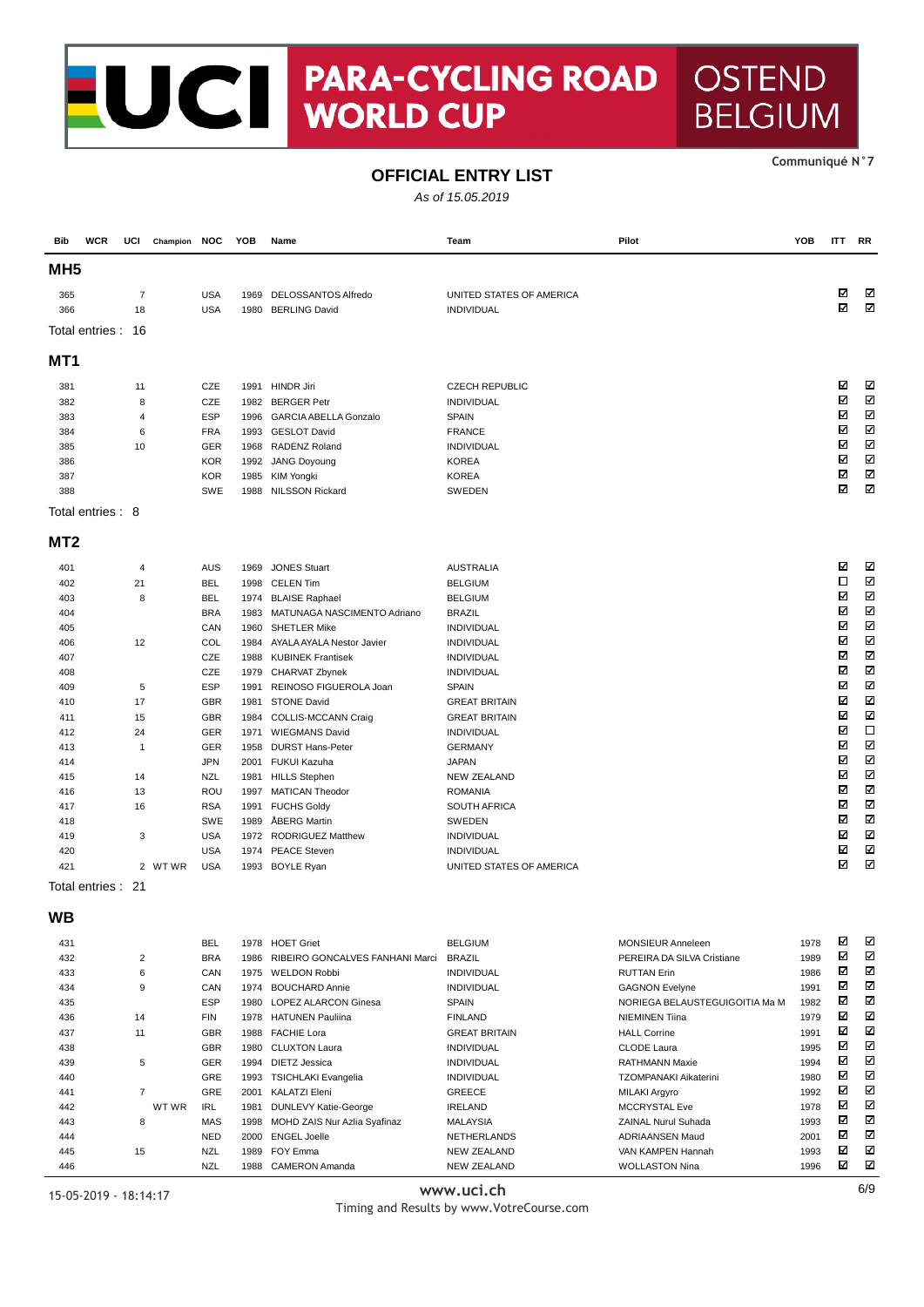# UCI PARA-CYCLING ROAD WORLD CUP — OSTEND BELGIUM

Communiqué N°7

## OFFICIAL ENTRY LIST

*As of 15.05.2019*

| Bib | WCR | UCI | Champion | NOC | YOB | Name | Team | Pilot | YOB | ITT | RR |
|---|---|---|---|---|---|---|---|---|---|---|---|
| **MH5** | | | | | | | | | | | |
| 365 | | 7 | | USA | 1969 | DELOSSANTOS Alfredo | UNITED STATES OF AMERICA | | | ☑ | ☑ |
| 366 | | 18 | | USA | 1980 | BERLING David | INDIVIDUAL | | | ☑ | ☑ |
| Total entries : 16 | | | | | | | | | | | |
| **MT1** | | | | | | | | | | | |
| 381 | | 11 | | CZE | 1991 | HINDR Jiri | CZECH REPUBLIC | | | ☑ | ☑ |
| 382 | | 8 | | CZE | 1982 | BERGER Petr | INDIVIDUAL | | | ☑ | ☑ |
| 383 | | 4 | | ESP | 1996 | GARCIA ABELLA Gonzalo | SPAIN | | | ☑ | ☑ |
| 384 | | 6 | | FRA | 1993 | GESLOT David | FRANCE | | | ☑ | ☑ |
| 385 | | 10 | | GER | 1968 | RADENZ Roland | INDIVIDUAL | | | ☑ | ☑ |
| 386 | | | | KOR | 1992 | JANG Doyoung | KOREA | | | ☑ | ☑ |
| 387 | | | | KOR | 1985 | KIM Yongki | KOREA | | | ☑ | ☑ |
| 388 | | | | SWE | 1988 | NILSSON Rickard | SWEDEN | | | ☑ | ☑ |
| Total entries : 8 | | | | | | | | | | | |
| **MT2** | | | | | | | | | | | |
| 401 | | 4 | | AUS | 1969 | JONES Stuart | AUSTRALIA | | | ☑ | ☑ |
| 402 | | 21 | | BEL | 1998 | CELEN Tim | BELGIUM | | | ☐ | ☑ |
| 403 | | 8 | | BEL | 1974 | BLAISE Raphael | BELGIUM | | | ☑ | ☑ |
| 404 | | | | BRA | 1983 | MATUNAGA NASCIMENTO Adriano | BRAZIL | | | ☑ | ☑ |
| 405 | | | | CAN | 1960 | SHETLER Mike | INDIVIDUAL | | | ☑ | ☑ |
| 406 | | 12 | | COL | 1984 | AYALA AYALA Nestor Javier | INDIVIDUAL | | | ☑ | ☑ |
| 407 | | | | CZE | 1988 | KUBINEK Frantisek | INDIVIDUAL | | | ☑ | ☑ |
| 408 | | | | CZE | 1979 | CHARVAT Zbynek | INDIVIDUAL | | | ☑ | ☑ |
| 409 | | 5 | | ESP | 1991 | REINOSO FIGUEROLA Joan | SPAIN | | | ☑ | ☑ |
| 410 | | 17 | | GBR | 1981 | STONE David | GREAT BRITAIN | | | ☑ | ☑ |
| 411 | | 15 | | GBR | 1984 | COLLIS-MCCANN Craig | GREAT BRITAIN | | | ☑ | ☑ |
| 412 | | 24 | | GER | 1971 | WIEGMANS David | INDIVIDUAL | | | ☑ | ☐ |
| 413 | | 1 | | GER | 1958 | DURST Hans-Peter | GERMANY | | | ☑ | ☑ |
| 414 | | | | JPN | 2001 | FUKUI Kazuha | JAPAN | | | ☑ | ☑ |
| 415 | | 14 | | NZL | 1981 | HILLS Stephen | NEW ZEALAND | | | ☑ | ☑ |
| 416 | | 13 | | ROU | 1997 | MATICAN Theodor | ROMANIA | | | ☑ | ☑ |
| 417 | | 16 | | RSA | 1991 | FUCHS Goldy | SOUTH AFRICA | | | ☑ | ☑ |
| 418 | | | | SWE | 1989 | ÅBERG Martin | SWEDEN | | | ☑ | ☑ |
| 419 | | 3 | | USA | 1972 | RODRIGUEZ Matthew | INDIVIDUAL | | | ☑ | ☑ |
| 420 | | | | USA | 1974 | PEACE Steven | INDIVIDUAL | | | ☑ | ☑ |
| 421 | | 2 | WT WR | USA | 1993 | BOYLE Ryan | UNITED STATES OF AMERICA | | | ☑ | ☑ |
| Total entries : 21 | | | | | | | | | | | |
| **WB** | | | | | | | | | | | |
| 431 | | | | BEL | 1978 | HOET Griet | BELGIUM | MONSIEUR Anneleen | 1978 | ☑ | ☑ |
| 432 | | 2 | | BRA | 1986 | RIBEIRO GONCALVES FANHANI Marci | BRAZIL | PEREIRA DA SILVA Cristiane | 1989 | ☑ | ☑ |
| 433 | | 6 | | CAN | 1975 | WELDON Robbi | INDIVIDUAL | RUTTAN Erin | 1986 | ☑ | ☑ |
| 434 | | 9 | | CAN | 1974 | BOUCHARD Annie | INDIVIDUAL | GAGNON Evelyne | 1991 | ☑ | ☑ |
| 435 | | | | ESP | 1980 | LOPEZ ALARCON Ginesa | SPAIN | NORIEGA BELAUSTEGUIGOITIA Ma M | 1982 | ☑ | ☑ |
| 436 | | 14 | | FIN | 1978 | HATUNEN Pauliina | FINLAND | NIEMINEN Tiina | 1979 | ☑ | ☑ |
| 437 | | 11 | | GBR | 1988 | FACHIE Lora | GREAT BRITAIN | HALL Corrine | 1991 | ☑ | ☑ |
| 438 | | | | GBR | 1980 | CLUXTON Laura | INDIVIDUAL | CLODE Laura | 1995 | ☑ | ☑ |
| 439 | | 5 | | GER | 1994 | DIETZ Jessica | INDIVIDUAL | RATHMANN Maxie | 1994 | ☑ | ☑ |
| 440 | | | | GRE | 1993 | TSICHLAKI Evangelia | INDIVIDUAL | TZOMPANAKI Aikaterini | 1980 | ☑ | ☑ |
| 441 | | 7 | | GRE | 2001 | KALATZI Eleni | GREECE | MILAKI Argyro | 1992 | ☑ | ☑ |
| 442 | | | WT WR | IRL | 1981 | DUNLEVY Katie-George | IRELAND | MCCRYSTAL Eve | 1978 | ☑ | ☑ |
| 443 | | 8 | | MAS | 1998 | MOHD ZAIS Nur Azlia Syafinaz | MALAYSIA | ZAINAL Nurul Suhada | 1993 | ☑ | ☑ |
| 444 | | | | NED | 2000 | ENGEL Joelle | NETHERLANDS | ADRIAANSEN Maud | 2001 | ☑ | ☑ |
| 445 | | 15 | | NZL | 1989 | FOY Emma | NEW ZEALAND | VAN KAMPEN Hannah | 1993 | ☑ | ☑ |
| 446 | | | | NZL | 1988 | CAMERON Amanda | NEW ZEALAND | WOLLASTON Nina | 1996 | ☑ | ☑ |

15-05-2019 - 18:14:17

www.uci.ch

Timing and Results by www.VotreCourse.com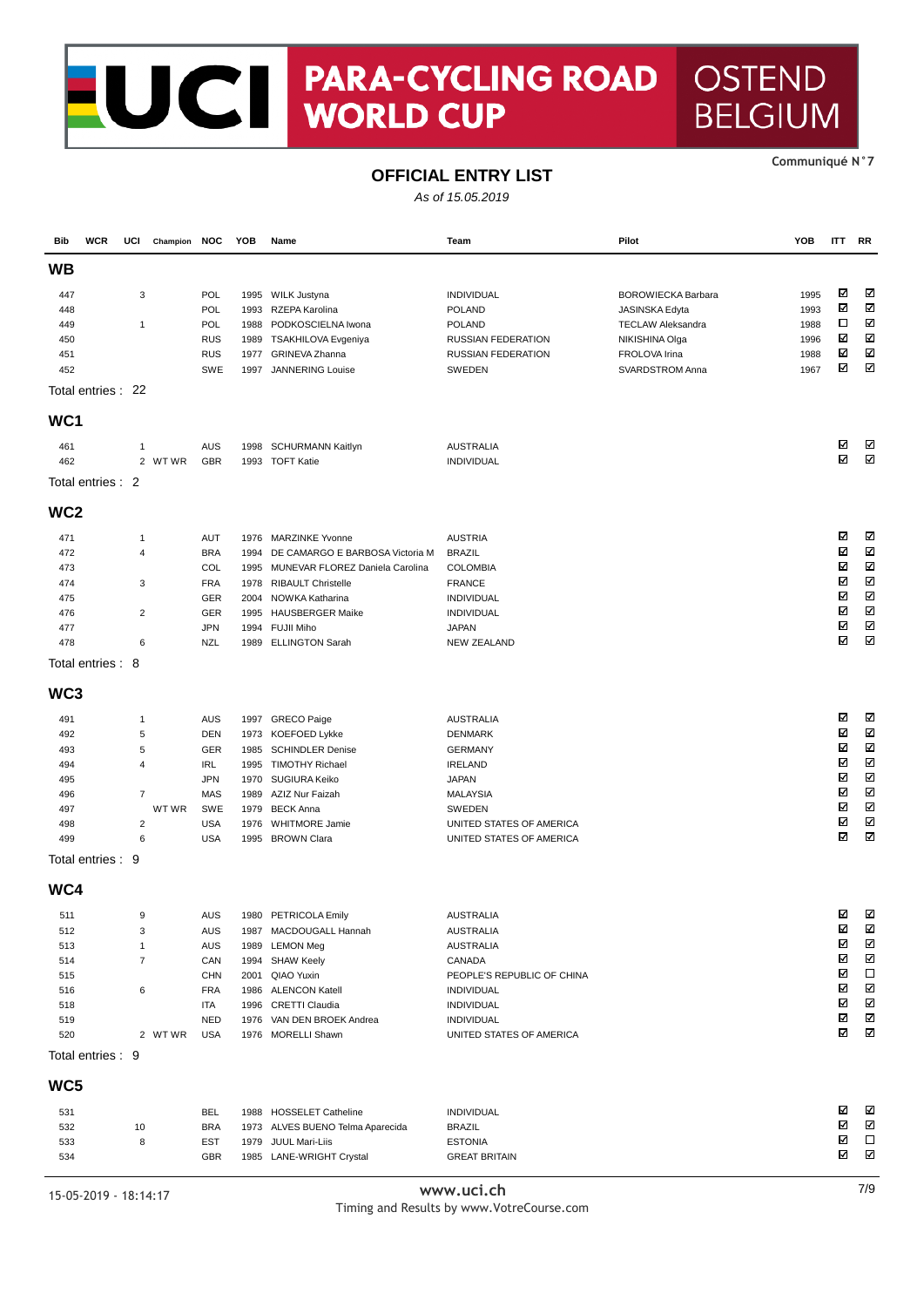# UCI PARA-CYCLING ROAD WORLD CUP OSTEND BELGIUM

Communiqué N°7

## OFFICIAL ENTRY LIST

*As of 15.05.2019*

| Bib | WCR | UCI | Champion | NOC | YOB | Name | Team | Pilot | YOB | ITT | RR |
|---|---|---|---|---|---|---|---|---|---|---|---|

### WB

| Bib | WCR | UCI | Champion | NOC | YOB | Name | Team | Pilot | YOB | ITT | RR |
|---|---|---|---|---|---|---|---|---|---|---|---|
| 447 | | 3 | | POL | 1995 | WILK Justyna | INDIVIDUAL | BOROWIECKA Barbara | 1995 | ☑ | ☑ |
| 448 | | | | POL | 1993 | RZEPA Karolina | POLAND | JASINSKA Edyta | 1993 | ☑ | ☑ |
| 449 | | 1 | | POL | 1988 | PODKOSCIELNA Iwona | POLAND | TECLAW Aleksandra | 1988 | ☐ | ☑ |
| 450 | | | | RUS | 1989 | TSAKHILOVA Evgeniya | RUSSIAN FEDERATION | NIKISHINA Olga | 1996 | ☑ | ☑ |
| 451 | | | | RUS | 1977 | GRINEVA Zhanna | RUSSIAN FEDERATION | FROLOVA Irina | 1988 | ☑ | ☑ |
| 452 | | | | SWE | 1997 | JANNERING Louise | SWEDEN | SVARDSTROM Anna | 1967 | ☑ | ☑ |

Total entries : 22

### WC1

| Bib | WCR | UCI | Champion | NOC | YOB | Name | Team | Pilot | YOB | ITT | RR |
|---|---|---|---|---|---|---|---|---|---|---|---|
| 461 | | 1 | | AUS | 1998 | SCHURMANN Kaitlyn | AUSTRALIA | | | ☑ | ☑ |
| 462 | | 2 | WT WR | GBR | 1993 | TOFT Katie | INDIVIDUAL | | | ☑ | ☑ |

Total entries : 2

### WC2

| Bib | WCR | UCI | Champion | NOC | YOB | Name | Team | Pilot | YOB | ITT | RR |
|---|---|---|---|---|---|---|---|---|---|---|---|
| 471 | | 1 | | AUT | 1976 | MARZINKE Yvonne | AUSTRIA | | | ☑ | ☑ |
| 472 | | 4 | | BRA | 1994 | DE CAMARGO E BARBOSA Victoria M | BRAZIL | | | ☑ | ☑ |
| 473 | | | | COL | 1995 | MUNEVAR FLOREZ Daniela Carolina | COLOMBIA | | | ☑ | ☑ |
| 474 | | 3 | | FRA | 1978 | RIBAULT Christelle | FRANCE | | | ☑ | ☑ |
| 475 | | | | GER | 2004 | NOWKA Katharina | INDIVIDUAL | | | ☑ | ☑ |
| 476 | | 2 | | GER | 1995 | HAUSBERGER Maike | INDIVIDUAL | | | ☑ | ☑ |
| 477 | | | | JPN | 1994 | FUJII Miho | JAPAN | | | ☑ | ☑ |
| 478 | | 6 | | NZL | 1989 | ELLINGTON Sarah | NEW ZEALAND | | | ☑ | ☑ |

Total entries : 8

### WC3

| Bib | WCR | UCI | Champion | NOC | YOB | Name | Team | Pilot | YOB | ITT | RR |
|---|---|---|---|---|---|---|---|---|---|---|---|
| 491 | | 1 | | AUS | 1997 | GRECO Paige | AUSTRALIA | | | ☑ | ☑ |
| 492 | | 5 | | DEN | 1973 | KOEFOED Lykke | DENMARK | | | ☑ | ☑ |
| 493 | | 5 | | GER | 1985 | SCHINDLER Denise | GERMANY | | | ☑ | ☑ |
| 494 | | 4 | | IRL | 1995 | TIMOTHY Richael | IRELAND | | | ☑ | ☑ |
| 495 | | | | JPN | 1970 | SUGIURA Keiko | JAPAN | | | ☑ | ☑ |
| 496 | | 7 | | MAS | 1989 | AZIZ Nur Faizah | MALAYSIA | | | ☑ | ☑ |
| 497 | | | WT WR | SWE | 1979 | BECK Anna | SWEDEN | | | ☑ | ☑ |
| 498 | | 2 | | USA | 1976 | WHITMORE Jamie | UNITED STATES OF AMERICA | | | ☑ | ☑ |
| 499 | | 6 | | USA | 1995 | BROWN Clara | UNITED STATES OF AMERICA | | | ☑ | ☑ |

Total entries : 9

### WC4

| Bib | WCR | UCI | Champion | NOC | YOB | Name | Team | Pilot | YOB | ITT | RR |
|---|---|---|---|---|---|---|---|---|---|---|---|
| 511 | | 9 | | AUS | 1980 | PETRICOLA Emily | AUSTRALIA | | | ☑ | ☑ |
| 512 | | 3 | | AUS | 1987 | MACDOUGALL Hannah | AUSTRALIA | | | ☑ | ☑ |
| 513 | | 1 | | AUS | 1989 | LEMON Meg | AUSTRALIA | | | ☑ | ☑ |
| 514 | | 7 | | CAN | 1994 | SHAW Keely | CANADA | | | ☑ | ☑ |
| 515 | | | | CHN | 2001 | QIAO Yuxin | PEOPLE'S REPUBLIC OF CHINA | | | ☑ | ☐ |
| 516 | | 6 | | FRA | 1986 | ALENCON Katell | INDIVIDUAL | | | ☑ | ☑ |
| 518 | | | | ITA | 1996 | CRETTI Claudia | INDIVIDUAL | | | ☑ | ☑ |
| 519 | | | | NED | 1976 | VAN DEN BROEK Andrea | INDIVIDUAL | | | ☑ | ☑ |
| 520 | | 2 | WT WR | USA | 1976 | MORELLI Shawn | UNITED STATES OF AMERICA | | | ☑ | ☑ |

Total entries : 9

### WC5

| Bib | WCR | UCI | Champion | NOC | YOB | Name | Team | Pilot | YOB | ITT | RR |
|---|---|---|---|---|---|---|---|---|---|---|---|
| 531 | | | | BEL | 1988 | HOSSELET Catheline | INDIVIDUAL | | | ☑ | ☑ |
| 532 | | 10 | | BRA | 1973 | ALVES BUENO Telma Aparecida | BRAZIL | | | ☑ | ☑ |
| 533 | | 8 | | EST | 1979 | JUUL Mari-Liis | ESTONIA | | | ☑ | ☐ |
| 534 | | | | GBR | 1985 | LANE-WRIGHT Crystal | GREAT BRITAIN | | | ☑ | ☑ |

15-05-2019 - 18:14:17

www.uci.ch
Timing and Results by www.VotreCourse.com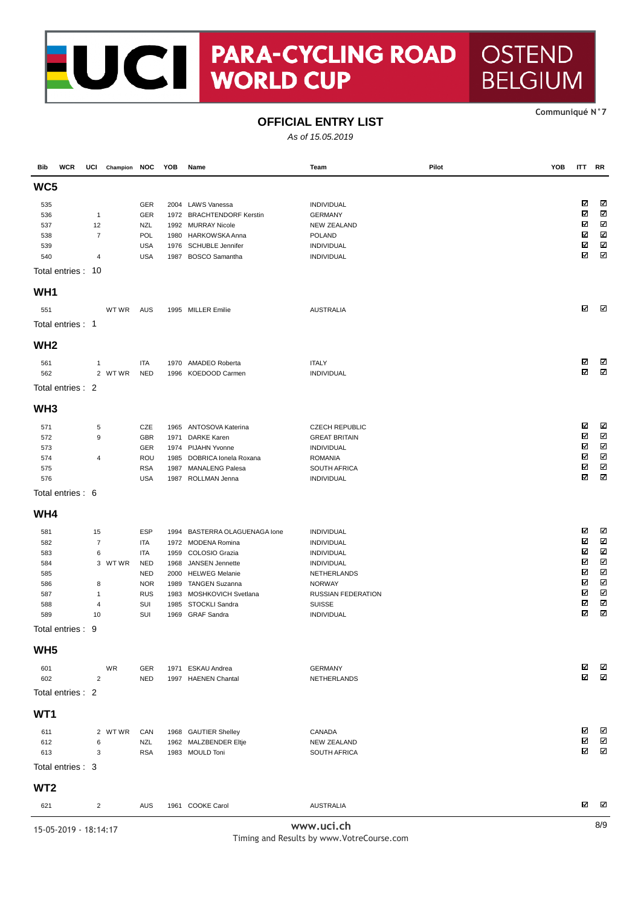# UCI PARA-CYCLING ROAD WORLD CUP OSTEND BELGIUM

**Communiqué N°7**

## OFFICIAL ENTRY LIST

*As of 15.05.2019*

| Bib | WCR | UCI | Champion | NOC | YOB | Name | Team | Pilot | YOB | ITT | RR |
|---|---|---|---|---|---|---|---|---|---|---|---|
| **WC5** | | | | | | | | | | | |
| 535 | | | | GER | 2004 | LAWS Vanessa | INDIVIDUAL | | | ☑ | ☑ |
| 536 | | 1 | | GER | 1972 | BRACHTENDORF Kerstin | GERMANY | | | ☑ | ☑ |
| 537 | | 12 | | NZL | 1992 | MURRAY Nicole | NEW ZEALAND | | | ☑ | ☑ |
| 538 | | 7 | | POL | 1980 | HARKOWSKA Anna | POLAND | | | ☑ | ☑ |
| 539 | | | | USA | 1976 | SCHUBLE Jennifer | INDIVIDUAL | | | ☑ | ☑ |
| 540 | | 4 | | USA | 1987 | BOSCO Samantha | INDIVIDUAL | | | ☑ | ☑ |
| Total entries : 10 | | | | | | | | | | | |
| **WH1** | | | | | | | | | | | |
| 551 | | | WT WR | AUS | 1995 | MILLER Emilie | AUSTRALIA | | | ☑ | ☑ |
| Total entries : 1 | | | | | | | | | | | |
| **WH2** | | | | | | | | | | | |
| 561 | | 1 | | ITA | 1970 | AMADEO Roberta | ITALY | | | ☑ | ☑ |
| 562 | | 2 | WT WR | NED | 1996 | KOEDOOD Carmen | INDIVIDUAL | | | ☑ | ☑ |
| Total entries : 2 | | | | | | | | | | | |
| **WH3** | | | | | | | | | | | |
| 571 | | 5 | | CZE | 1965 | ANTOSOVA Katerina | CZECH REPUBLIC | | | ☑ | ☑ |
| 572 | | 9 | | GBR | 1971 | DARKE Karen | GREAT BRITAIN | | | ☑ | ☑ |
| 573 | | | | GER | 1974 | PIJAHN Yvonne | INDIVIDUAL | | | ☑ | ☑ |
| 574 | | 4 | | ROU | 1985 | DOBRICA Ionela Roxana | ROMANIA | | | ☑ | ☑ |
| 575 | | | | RSA | 1987 | MANALENG Palesa | SOUTH AFRICA | | | ☑ | ☑ |
| 576 | | | | USA | 1987 | ROLLMAN Jenna | INDIVIDUAL | | | ☑ | ☑ |
| Total entries : 6 | | | | | | | | | | | |
| **WH4** | | | | | | | | | | | |
| 581 | | 15 | | ESP | 1994 | BASTERRA OLAGUENAGA Ione | INDIVIDUAL | | | ☑ | ☑ |
| 582 | | 7 | | ITA | 1972 | MODENA Romina | INDIVIDUAL | | | ☑ | ☑ |
| 583 | | 6 | | ITA | 1959 | COLOSIO Grazia | INDIVIDUAL | | | ☑ | ☑ |
| 584 | | 3 | WT WR | NED | 1968 | JANSEN Jennette | INDIVIDUAL | | | ☑ | ☑ |
| 585 | | | | NED | 2000 | HELWEG Melanie | NETHERLANDS | | | ☑ | ☑ |
| 586 | | 8 | | NOR | 1989 | TANGEN Suzanna | NORWAY | | | ☑ | ☑ |
| 587 | | 1 | | RUS | 1983 | MOSHKOVICH Svetlana | RUSSIAN FEDERATION | | | ☑ | ☑ |
| 588 | | 4 | | SUI | 1985 | STOCKLI Sandra | SUISSE | | | ☑ | ☑ |
| 589 | | 10 | | SUI | 1969 | GRAF Sandra | INDIVIDUAL | | | ☑ | ☑ |
| Total entries : 9 | | | | | | | | | | | |
| **WH5** | | | | | | | | | | | |
| 601 | | | WR | GER | 1971 | ESKAU Andrea | GERMANY | | | ☑ | ☑ |
| 602 | | 2 | | NED | 1997 | HAENEN Chantal | NETHERLANDS | | | ☑ | ☑ |
| Total entries : 2 | | | | | | | | | | | |
| **WT1** | | | | | | | | | | | |
| 611 | | 2 | WT WR | CAN | 1968 | GAUTIER Shelley | CANADA | | | ☑ | ☑ |
| 612 | | 6 | | NZL | 1962 | MALZBENDER Eltje | NEW ZEALAND | | | ☑ | ☑ |
| 613 | | 3 | | RSA | 1983 | MOULD Toni | SOUTH AFRICA | | | ☑ | ☑ |
| Total entries : 3 | | | | | | | | | | | |
| **WT2** | | | | | | | | | | | |
| 621 | | 2 | | AUS | 1961 | COOKE Carol | AUSTRALIA | | | ☑ | ☑ |

15-05-2019 - 18:14:17

www.uci.ch

Timing and Results by www.VotreCourse.com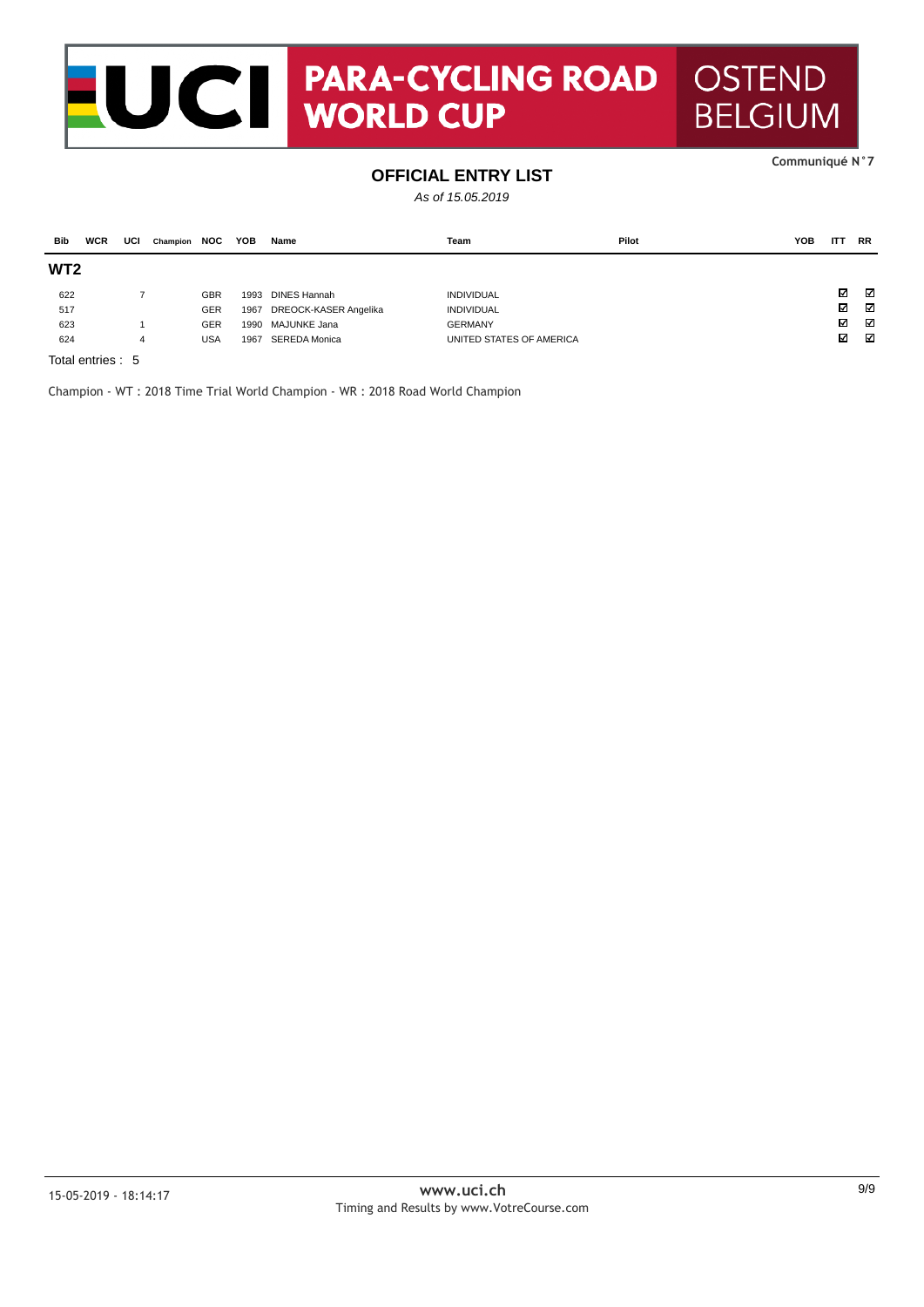UCI PARA-CYCLING ROAD WORLD CUP OSTEND BELGIUM

Communiqué N°7

## OFFICIAL ENTRY LIST

*As of 15.05.2019*

| Bib | WCR | UCI | Champion | NOC | YOB | Name | Team | Pilot | YOB | ITT | RR |
|---|---|---|---|---|---|---|---|---|---|---|---|
| **WT2** | | | | | | | | | | | |
| 622 | | 7 | | GBR | 1993 | DINES Hannah | INDIVIDUAL | | | ☑ | ☑ |
| 517 | | | | GER | 1967 | DREOCK-KASER Angelika | INDIVIDUAL | | | ☑ | ☑ |
| 623 | | 1 | | GER | 1990 | MAJUNKE Jana | GERMANY | | | ☑ | ☑ |
| 624 | | 4 | | USA | 1967 | SEREDA Monica | UNITED STATES OF AMERICA | | | ☑ | ☑ |

Total entries : 5

Champion - WT : 2018 Time Trial World Champion - WR : 2018 Road World Champion

15-05-2019 - 18:14:17

www.uci.ch
Timing and Results by www.VotreCourse.com